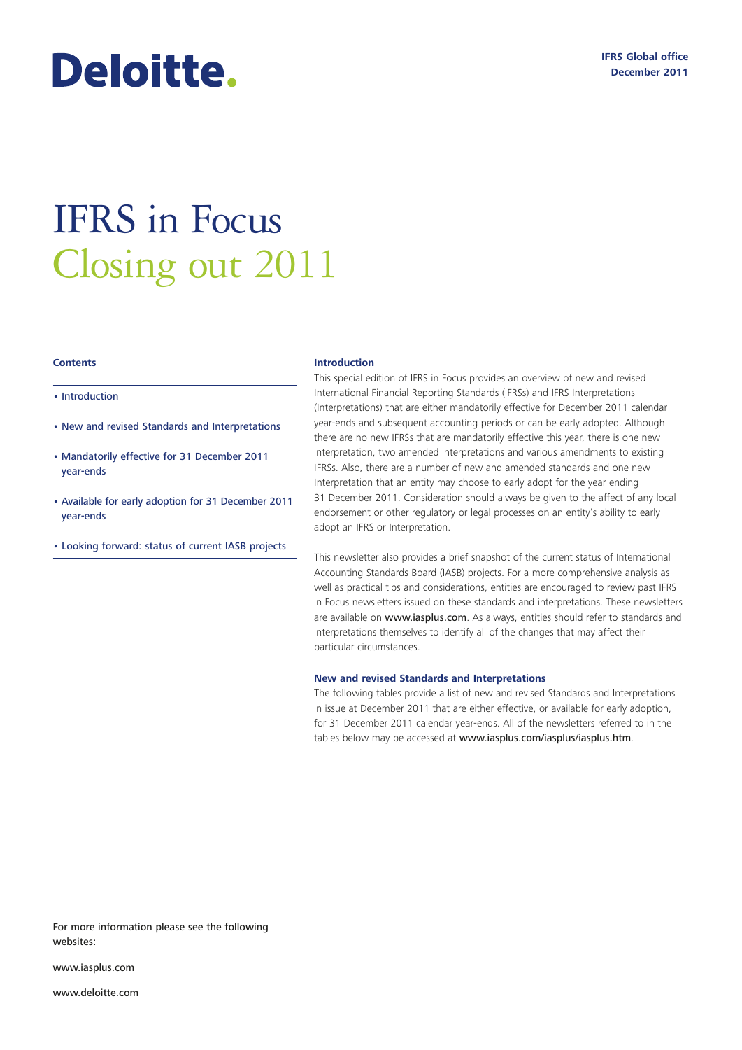Deloitte.

IFRS Global office
December 2011

# IFRS in Focus
## Closing out 2011

**Contents**

- Introduction
- New and revised Standards and Interpretations
- Mandatorily effective for 31 December 2011 year-ends
- Available for early adoption for 31 December 2011 year-ends
- Looking forward: status of current IASB projects

For more information please see the following websites:

www.iasplus.com

www.deloitte.com

### Introduction

This special edition of IFRS in Focus provides an overview of new and revised International Financial Reporting Standards (IFRSs) and IFRS Interpretations (Interpretations) that are either mandatorily effective for December 2011 calendar year-ends and subsequent accounting periods or can be early adopted. Although there are no new IFRSs that are mandatorily effective this year, there is one new interpretation, two amended interpretations and various amendments to existing IFRSs. Also, there are a number of new and amended standards and one new Interpretation that an entity may choose to early adopt for the year ending 31 December 2011. Consideration should always be given to the affect of any local endorsement or other regulatory or legal processes on an entity's ability to early adopt an IFRS or Interpretation.

This newsletter also provides a brief snapshot of the current status of International Accounting Standards Board (IASB) projects. For a more comprehensive analysis as well as practical tips and considerations, entities are encouraged to review past IFRS in Focus newsletters issued on these standards and interpretations. These newsletters are available on www.iasplus.com. As always, entities should refer to standards and interpretations themselves to identify all of the changes that may affect their particular circumstances.

### New and revised Standards and Interpretations

The following tables provide a list of new and revised Standards and Interpretations in issue at December 2011 that are either effective, or available for early adoption, for 31 December 2011 calendar year-ends. All of the newsletters referred to in the tables below may be accessed at www.iasplus.com/iasplus/iasplus.htm.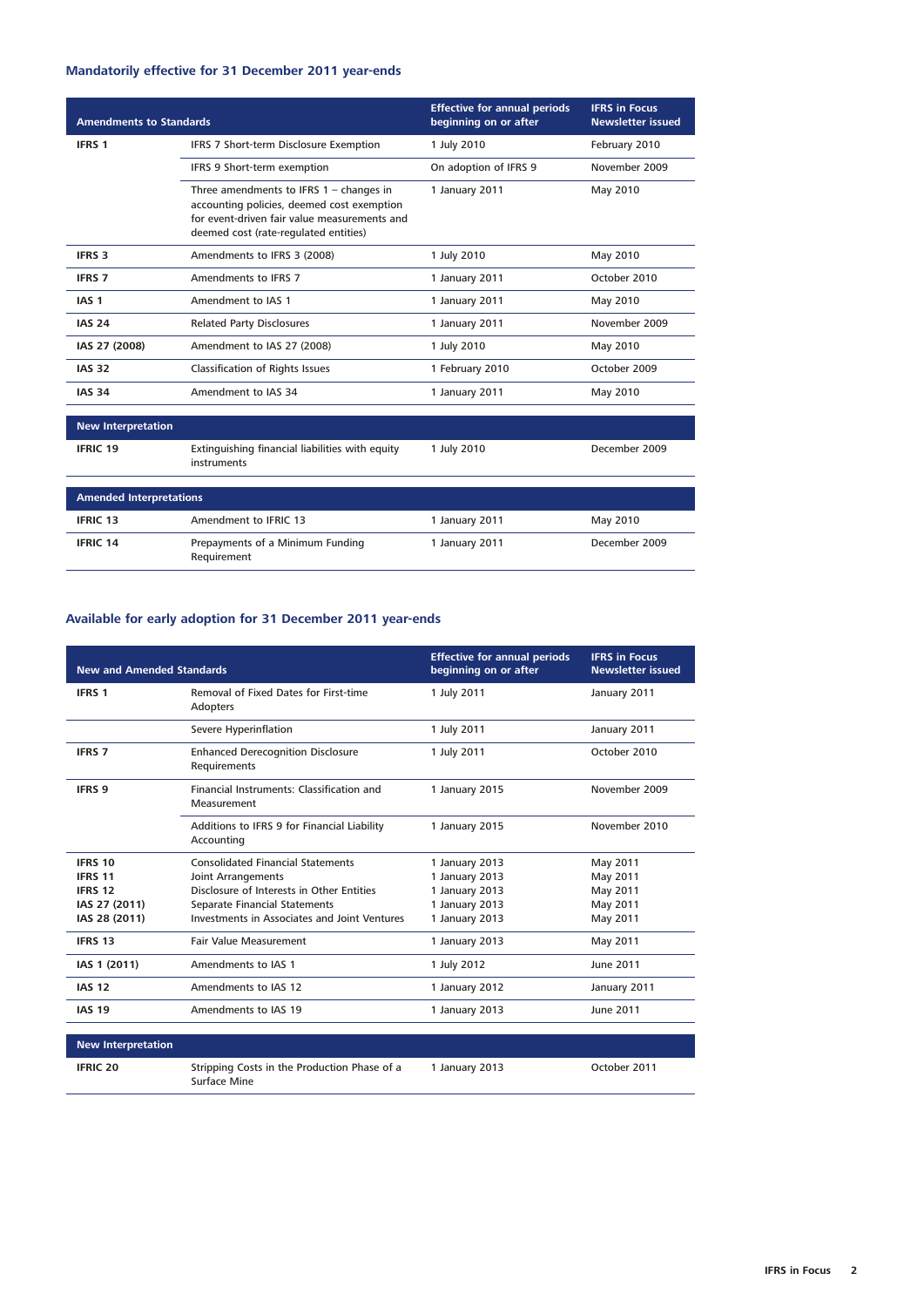### Mandatorily effective for 31 December 2011 year-ends

| Amendments to Standards | | Effective for annual periods beginning on or after | IFRS in Focus Newsletter issued |
|---|---|---|---|
| **IFRS 1** | IFRS 7 Short-term Disclosure Exemption | 1 July 2010 | February 2010 |
| | IFRS 9 Short-term exemption | On adoption of IFRS 9 | November 2009 |
| | Three amendments to IFRS 1 – changes in accounting policies, deemed cost exemption for event-driven fair value measurements and deemed cost (rate-regulated entities) | 1 January 2011 | May 2010 |
| **IFRS 3** | Amendments to IFRS 3 (2008) | 1 July 2010 | May 2010 |
| **IFRS 7** | Amendments to IFRS 7 | 1 January 2011 | October 2010 |
| **IAS 1** | Amendment to IAS 1 | 1 January 2011 | May 2010 |
| **IAS 24** | Related Party Disclosures | 1 January 2011 | November 2009 |
| **IAS 27 (2008)** | Amendment to IAS 27 (2008) | 1 July 2010 | May 2010 |
| **IAS 32** | Classification of Rights Issues | 1 February 2010 | October 2009 |
| **IAS 34** | Amendment to IAS 34 | 1 January 2011 | May 2010 |
| **New Interpretation** | | | |
| **IFRIC 19** | Extinguishing financial liabilities with equity instruments | 1 July 2010 | December 2009 |
| **Amended Interpretations** | | | |
| **IFRIC 13** | Amendment to IFRIC 13 | 1 January 2011 | May 2010 |
| **IFRIC 14** | Prepayments of a Minimum Funding Requirement | 1 January 2011 | December 2009 |

### Available for early adoption for 31 December 2011 year-ends

| New and Amended Standards | | Effective for annual periods beginning on or after | IFRS in Focus Newsletter issued |
|---|---|---|---|
| **IFRS 1** | Removal of Fixed Dates for First-time Adopters | 1 July 2011 | January 2011 |
| | Severe Hyperinflation | 1 July 2011 | January 2011 |
| **IFRS 7** | Enhanced Derecognition Disclosure Requirements | 1 July 2011 | October 2010 |
| **IFRS 9** | Financial Instruments: Classification and Measurement | 1 January 2015 | November 2009 |
| | Additions to IFRS 9 for Financial Liability Accounting | 1 January 2015 | November 2010 |
| **IFRS 10** | Consolidated Financial Statements | 1 January 2013 | May 2011 |
| **IFRS 11** | Joint Arrangements | 1 January 2013 | May 2011 |
| **IFRS 12** | Disclosure of Interests in Other Entities | 1 January 2013 | May 2011 |
| **IAS 27 (2011)** | Separate Financial Statements | 1 January 2013 | May 2011 |
| **IAS 28 (2011)** | Investments in Associates and Joint Ventures | 1 January 2013 | May 2011 |
| **IFRS 13** | Fair Value Measurement | 1 January 2013 | May 2011 |
| **IAS 1 (2011)** | Amendments to IAS 1 | 1 July 2012 | June 2011 |
| **IAS 12** | Amendments to IAS 12 | 1 January 2012 | January 2011 |
| **IAS 19** | Amendments to IAS 19 | 1 January 2013 | June 2011 |
| **New Interpretation** | | | |
| **IFRIC 20** | Stripping Costs in the Production Phase of a Surface Mine | 1 January 2013 | October 2011 |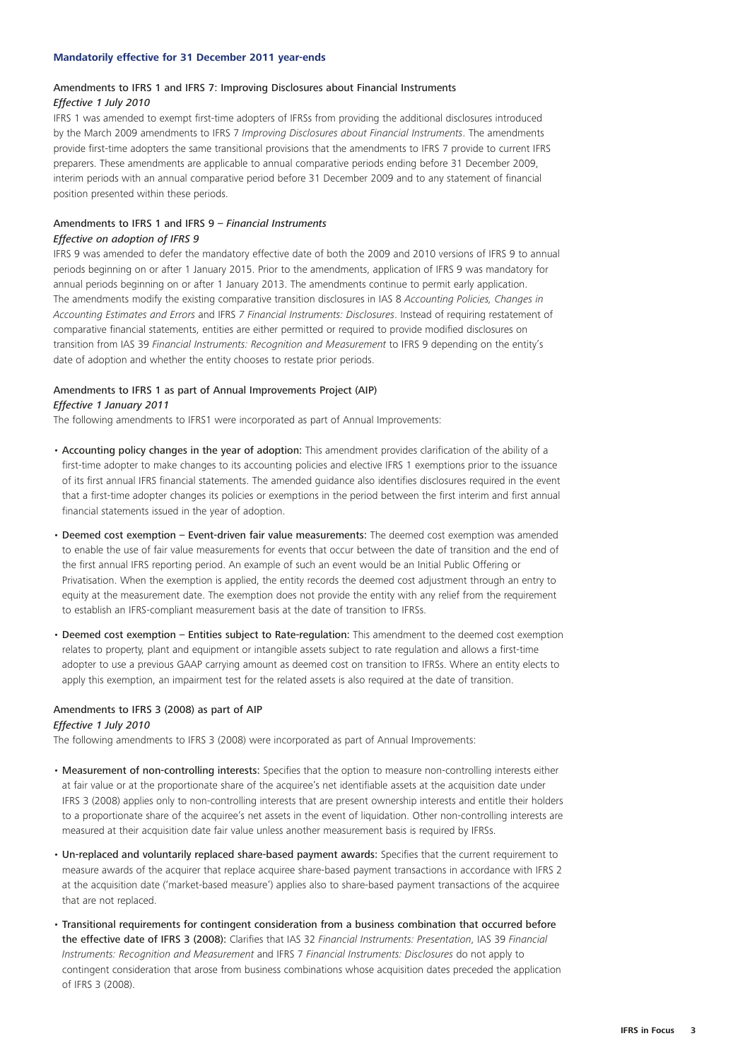## Mandatorily effective for 31 December 2011 year-ends

### Amendments to IFRS 1 and IFRS 7: Improving Disclosures about Financial Instruments

*Effective 1 July 2010*

IFRS 1 was amended to exempt first-time adopters of IFRSs from providing the additional disclosures introduced by the March 2009 amendments to IFRS 7 *Improving Disclosures about Financial Instruments*. The amendments provide first-time adopters the same transitional provisions that the amendments to IFRS 7 provide to current IFRS preparers. These amendments are applicable to annual comparative periods ending before 31 December 2009, interim periods with an annual comparative period before 31 December 2009 and to any statement of financial position presented within these periods.

### Amendments to IFRS 1 and IFRS 9 – *Financial Instruments*

*Effective on adoption of IFRS 9*

IFRS 9 was amended to defer the mandatory effective date of both the 2009 and 2010 versions of IFRS 9 to annual periods beginning on or after 1 January 2015. Prior to the amendments, application of IFRS 9 was mandatory for annual periods beginning on or after 1 January 2013. The amendments continue to permit early application. The amendments modify the existing comparative transition disclosures in IAS 8 *Accounting Policies, Changes in Accounting Estimates and Errors* and IFRS *7 Financial Instruments: Disclosures*. Instead of requiring restatement of comparative financial statements, entities are either permitted or required to provide modified disclosures on transition from IAS 39 *Financial Instruments: Recognition and Measurement* to IFRS 9 depending on the entity's date of adoption and whether the entity chooses to restate prior periods.

### Amendments to IFRS 1 as part of Annual Improvements Project (AIP)

*Effective 1 January 2011*

The following amendments to IFRS1 were incorporated as part of Annual Improvements:

- Accounting policy changes in the year of adoption: This amendment provides clarification of the ability of a first-time adopter to make changes to its accounting policies and elective IFRS 1 exemptions prior to the issuance of its first annual IFRS financial statements. The amended guidance also identifies disclosures required in the event that a first-time adopter changes its policies or exemptions in the period between the first interim and first annual financial statements issued in the year of adoption.
- Deemed cost exemption – Event-driven fair value measurements: The deemed cost exemption was amended to enable the use of fair value measurements for events that occur between the date of transition and the end of the first annual IFRS reporting period. An example of such an event would be an Initial Public Offering or Privatisation. When the exemption is applied, the entity records the deemed cost adjustment through an entry to equity at the measurement date. The exemption does not provide the entity with any relief from the requirement to establish an IFRS-compliant measurement basis at the date of transition to IFRSs.
- Deemed cost exemption – Entities subject to Rate-regulation: This amendment to the deemed cost exemption relates to property, plant and equipment or intangible assets subject to rate regulation and allows a first-time adopter to use a previous GAAP carrying amount as deemed cost on transition to IFRSs. Where an entity elects to apply this exemption, an impairment test for the related assets is also required at the date of transition.

### Amendments to IFRS 3 (2008) as part of AIP

*Effective 1 July 2010*

The following amendments to IFRS 3 (2008) were incorporated as part of Annual Improvements:

- Measurement of non-controlling interests: Specifies that the option to measure non-controlling interests either at fair value or at the proportionate share of the acquiree's net identifiable assets at the acquisition date under IFRS 3 (2008) applies only to non-controlling interests that are present ownership interests and entitle their holders to a proportionate share of the acquiree's net assets in the event of liquidation. Other non-controlling interests are measured at their acquisition date fair value unless another measurement basis is required by IFRSs.
- Un-replaced and voluntarily replaced share-based payment awards: Specifies that the current requirement to measure awards of the acquirer that replace acquiree share-based payment transactions in accordance with IFRS 2 at the acquisition date ('market-based measure') applies also to share-based payment transactions of the acquiree that are not replaced.
- Transitional requirements for contingent consideration from a business combination that occurred before the effective date of IFRS 3 (2008): Clarifies that IAS 32 *Financial Instruments: Presentation*, IAS 39 *Financial Instruments: Recognition and Measurement* and IFRS 7 *Financial Instruments: Disclosures* do not apply to contingent consideration that arose from business combinations whose acquisition dates preceded the application of IFRS 3 (2008).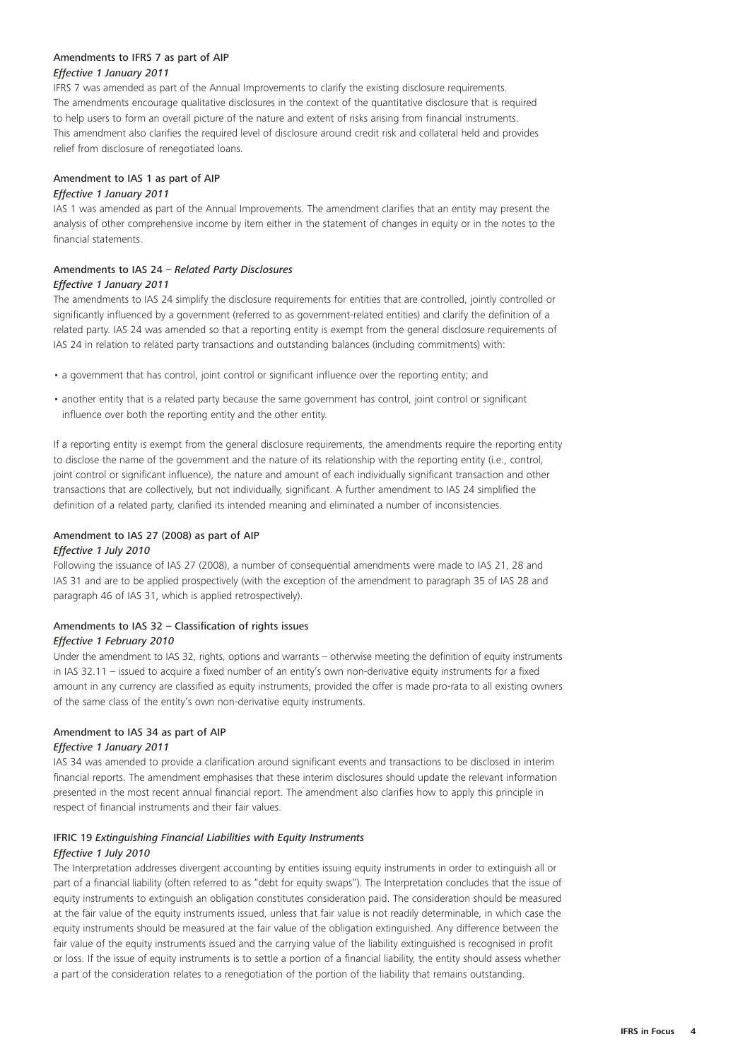### Amendments to IFRS 7 as part of AIP

*Effective 1 January 2011*

IFRS 7 was amended as part of the Annual Improvements to clarify the existing disclosure requirements. The amendments encourage qualitative disclosures in the context of the quantitative disclosure that is required to help users to form an overall picture of the nature and extent of risks arising from financial instruments. This amendment also clarifies the required level of disclosure around credit risk and collateral held and provides relief from disclosure of renegotiated loans.

### Amendment to IAS 1 as part of AIP

*Effective 1 January 2011*

IAS 1 was amended as part of the Annual Improvements. The amendment clarifies that an entity may present the analysis of other comprehensive income by item either in the statement of changes in equity or in the notes to the financial statements.

### Amendments to IAS 24 – *Related Party Disclosures*

*Effective 1 January 2011*

The amendments to IAS 24 simplify the disclosure requirements for entities that are controlled, jointly controlled or significantly influenced by a government (referred to as government-related entities) and clarify the definition of a related party. IAS 24 was amended so that a reporting entity is exempt from the general disclosure requirements of IAS 24 in relation to related party transactions and outstanding balances (including commitments) with:

- a government that has control, joint control or significant influence over the reporting entity; and
- another entity that is a related party because the same government has control, joint control or significant influence over both the reporting entity and the other entity.

If a reporting entity is exempt from the general disclosure requirements, the amendments require the reporting entity to disclose the name of the government and the nature of its relationship with the reporting entity (i.e., control, joint control or significant influence), the nature and amount of each individually significant transaction and other transactions that are collectively, but not individually, significant. A further amendment to IAS 24 simplified the definition of a related party, clarified its intended meaning and eliminated a number of inconsistencies.

### Amendment to IAS 27 (2008) as part of AIP

*Effective 1 July 2010*

Following the issuance of IAS 27 (2008), a number of consequential amendments were made to IAS 21, 28 and IAS 31 and are to be applied prospectively (with the exception of the amendment to paragraph 35 of IAS 28 and paragraph 46 of IAS 31, which is applied retrospectively).

### Amendments to IAS 32 – Classification of rights issues

*Effective 1 February 2010*

Under the amendment to IAS 32, rights, options and warrants – otherwise meeting the definition of equity instruments in IAS 32.11 – issued to acquire a fixed number of an entity's own non-derivative equity instruments for a fixed amount in any currency are classified as equity instruments, provided the offer is made pro-rata to all existing owners of the same class of the entity's own non-derivative equity instruments.

### Amendment to IAS 34 as part of AIP

*Effective 1 January 2011*

IAS 34 was amended to provide a clarification around significant events and transactions to be disclosed in interim financial reports. The amendment emphasises that these interim disclosures should update the relevant information presented in the most recent annual financial report. The amendment also clarifies how to apply this principle in respect of financial instruments and their fair values.

### IFRIC 19 *Extinguishing Financial Liabilities with Equity Instruments*

*Effective 1 July 2010*

The Interpretation addresses divergent accounting by entities issuing equity instruments in order to extinguish all or part of a financial liability (often referred to as "debt for equity swaps"). The Interpretation concludes that the issue of equity instruments to extinguish an obligation constitutes consideration paid. The consideration should be measured at the fair value of the equity instruments issued, unless that fair value is not readily determinable, in which case the equity instruments should be measured at the fair value of the obligation extinguished. Any difference between the fair value of the equity instruments issued and the carrying value of the liability extinguished is recognised in profit or loss. If the issue of equity instruments is to settle a portion of a financial liability, the entity should assess whether a part of the consideration relates to a renegotiation of the portion of the liability that remains outstanding.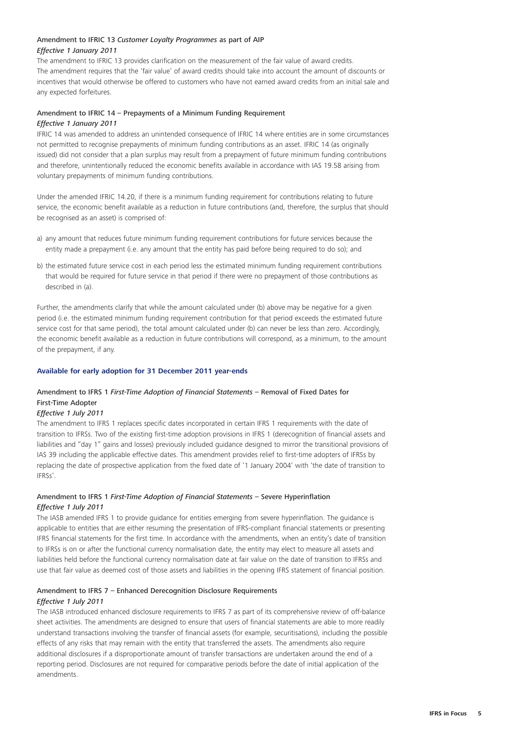### Amendment to IFRIC 13 *Customer Loyalty Programmes* as part of AIP

*Effective 1 January 2011*

The amendment to IFRIC 13 provides clarification on the measurement of the fair value of award credits. The amendment requires that the 'fair value' of award credits should take into account the amount of discounts or incentives that would otherwise be offered to customers who have not earned award credits from an initial sale and any expected forfeitures.

### Amendment to IFRIC 14 – Prepayments of a Minimum Funding Requirement

*Effective 1 January 2011*

IFRIC 14 was amended to address an unintended consequence of IFRIC 14 where entities are in some circumstances not permitted to recognise prepayments of minimum funding contributions as an asset. IFRIC 14 (as originally issued) did not consider that a plan surplus may result from a prepayment of future minimum funding contributions and therefore, unintentionally reduced the economic benefits available in accordance with IAS 19.58 arising from voluntary prepayments of minimum funding contributions.

Under the amended IFRIC 14.20, if there is a minimum funding requirement for contributions relating to future service, the economic benefit available as a reduction in future contributions (and, therefore, the surplus that should be recognised as an asset) is comprised of:

a) any amount that reduces future minimum funding requirement contributions for future services because the entity made a prepayment (i.e. any amount that the entity has paid before being required to do so); and

b) the estimated future service cost in each period less the estimated minimum funding requirement contributions that would be required for future service in that period if there were no prepayment of those contributions as described in (a).

Further, the amendments clarify that while the amount calculated under (b) above may be negative for a given period (i.e. the estimated minimum funding requirement contribution for that period exceeds the estimated future service cost for that same period), the total amount calculated under (b) can never be less than zero. Accordingly, the economic benefit available as a reduction in future contributions will correspond, as a minimum, to the amount of the prepayment, if any.

## Available for early adoption for 31 December 2011 year-ends

### Amendment to IFRS 1 *First-Time Adoption of Financial Statements* – Removal of Fixed Dates for First-Time Adopter

*Effective 1 July 2011*

The amendment to IFRS 1 replaces specific dates incorporated in certain IFRS 1 requirements with the date of transition to IFRSs. Two of the existing first-time adoption provisions in IFRS 1 (derecognition of financial assets and liabilities and "day 1" gains and losses) previously included guidance designed to mirror the transitional provisions of IAS 39 including the applicable effective dates. This amendment provides relief to first-time adopters of IFRSs by replacing the date of prospective application from the fixed date of '1 January 2004' with 'the date of transition to IFRSs'.

### Amendment to IFRS 1 *First-Time Adoption of Financial Statements* – Severe Hyperinflation

*Effective 1 July 2011*

The IASB amended IFRS 1 to provide guidance for entities emerging from severe hyperinflation. The guidance is applicable to entities that are either resuming the presentation of IFRS-compliant financial statements or presenting IFRS financial statements for the first time. In accordance with the amendments, when an entity's date of transition to IFRSs is on or after the functional currency normalisation date, the entity may elect to measure all assets and liabilities held before the functional currency normalisation date at fair value on the date of transition to IFRSs and use that fair value as deemed cost of those assets and liabilities in the opening IFRS statement of financial position.

### Amendment to IFRS 7 – Enhanced Derecognition Disclosure Requirements

*Effective 1 July 2011*

The IASB introduced enhanced disclosure requirements to IFRS 7 as part of its comprehensive review of off-balance sheet activities. The amendments are designed to ensure that users of financial statements are able to more readily understand transactions involving the transfer of financial assets (for example, securitisations), including the possible effects of any risks that may remain with the entity that transferred the assets. The amendments also require additional disclosures if a disproportionate amount of transfer transactions are undertaken around the end of a reporting period. Disclosures are not required for comparative periods before the date of initial application of the amendments.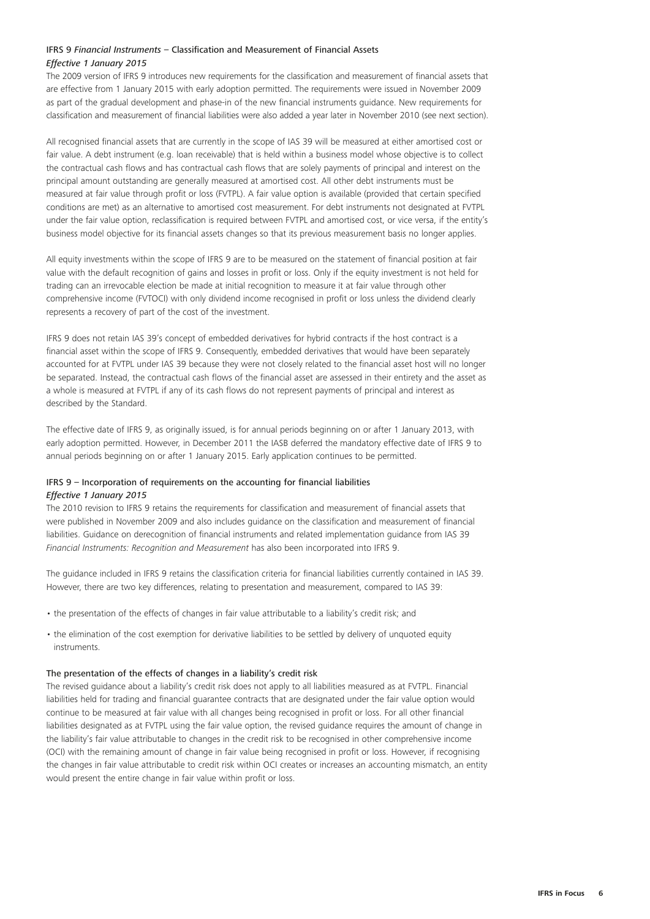### IFRS 9 *Financial Instruments* – Classification and Measurement of Financial Assets

*Effective 1 January 2015*

The 2009 version of IFRS 9 introduces new requirements for the classification and measurement of financial assets that are effective from 1 January 2015 with early adoption permitted. The requirements were issued in November 2009 as part of the gradual development and phase-in of the new financial instruments guidance. New requirements for classification and measurement of financial liabilities were also added a year later in November 2010 (see next section).

All recognised financial assets that are currently in the scope of IAS 39 will be measured at either amortised cost or fair value. A debt instrument (e.g. loan receivable) that is held within a business model whose objective is to collect the contractual cash flows and has contractual cash flows that are solely payments of principal and interest on the principal amount outstanding are generally measured at amortised cost. All other debt instruments must be measured at fair value through profit or loss (FVTPL). A fair value option is available (provided that certain specified conditions are met) as an alternative to amortised cost measurement. For debt instruments not designated at FVTPL under the fair value option, reclassification is required between FVTPL and amortised cost, or vice versa, if the entity's business model objective for its financial assets changes so that its previous measurement basis no longer applies.

All equity investments within the scope of IFRS 9 are to be measured on the statement of financial position at fair value with the default recognition of gains and losses in profit or loss. Only if the equity investment is not held for trading can an irrevocable election be made at initial recognition to measure it at fair value through other comprehensive income (FVTOCI) with only dividend income recognised in profit or loss unless the dividend clearly represents a recovery of part of the cost of the investment.

IFRS 9 does not retain IAS 39's concept of embedded derivatives for hybrid contracts if the host contract is a financial asset within the scope of IFRS 9. Consequently, embedded derivatives that would have been separately accounted for at FVTPL under IAS 39 because they were not closely related to the financial asset host will no longer be separated. Instead, the contractual cash flows of the financial asset are assessed in their entirety and the asset as a whole is measured at FVTPL if any of its cash flows do not represent payments of principal and interest as described by the Standard.

The effective date of IFRS 9, as originally issued, is for annual periods beginning on or after 1 January 2013, with early adoption permitted. However, in December 2011 the IASB deferred the mandatory effective date of IFRS 9 to annual periods beginning on or after 1 January 2015. Early application continues to be permitted.

### IFRS 9 – Incorporation of requirements on the accounting for financial liabilities

*Effective 1 January 2015*

The 2010 revision to IFRS 9 retains the requirements for classification and measurement of financial assets that were published in November 2009 and also includes guidance on the classification and measurement of financial liabilities. Guidance on derecognition of financial instruments and related implementation guidance from IAS 39 *Financial Instruments: Recognition and Measurement* has also been incorporated into IFRS 9.

The guidance included in IFRS 9 retains the classification criteria for financial liabilities currently contained in IAS 39. However, there are two key differences, relating to presentation and measurement, compared to IAS 39:

- the presentation of the effects of changes in fair value attributable to a liability's credit risk; and
- the elimination of the cost exemption for derivative liabilities to be settled by delivery of unquoted equity instruments.

#### The presentation of the effects of changes in a liability's credit risk

The revised guidance about a liability's credit risk does not apply to all liabilities measured as at FVTPL. Financial liabilities held for trading and financial guarantee contracts that are designated under the fair value option would continue to be measured at fair value with all changes being recognised in profit or loss. For all other financial liabilities designated as at FVTPL using the fair value option, the revised guidance requires the amount of change in the liability's fair value attributable to changes in the credit risk to be recognised in other comprehensive income (OCI) with the remaining amount of change in fair value being recognised in profit or loss. However, if recognising the changes in fair value attributable to credit risk within OCI creates or increases an accounting mismatch, an entity would present the entire change in fair value within profit or loss.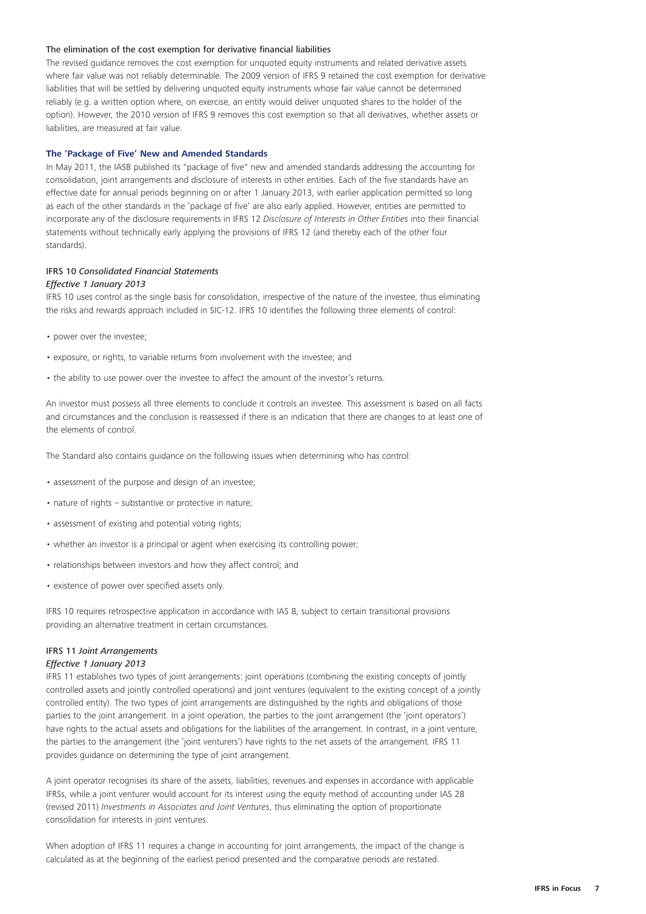### The elimination of the cost exemption for derivative financial liabilities

The revised guidance removes the cost exemption for unquoted equity instruments and related derivative assets where fair value was not reliably determinable. The 2009 version of IFRS 9 retained the cost exemption for derivative liabilities that will be settled by delivering unquoted equity instruments whose fair value cannot be determined reliably (e.g. a written option where, on exercise, an entity would deliver unquoted shares to the holder of the option). However, the 2010 version of IFRS 9 removes this cost exemption so that all derivatives, whether assets or liabilities, are measured at fair value.

## The 'Package of Five' New and Amended Standards

In May 2011, the IASB published its "package of five" new and amended standards addressing the accounting for consolidation, joint arrangements and disclosure of interests in other entities. Each of the five standards have an effective date for annual periods beginning on or after 1 January 2013, with earlier application permitted so long as each of the other standards in the 'package of five' are also early applied. However, entities are permitted to incorporate any of the disclosure requirements in IFRS 12 *Disclosure of Interests in Other Entities* into their financial statements without technically early applying the provisions of IFRS 12 (and thereby each of the other four standards).

### IFRS 10 *Consolidated Financial Statements*

*Effective 1 January 2013*

IFRS 10 uses control as the single basis for consolidation, irrespective of the nature of the investee, thus eliminating the risks and rewards approach included in SIC-12. IFRS 10 identifies the following three elements of control:

- power over the investee;
- exposure, or rights, to variable returns from involvement with the investee; and
- the ability to use power over the investee to affect the amount of the investor's returns.

An investor must possess all three elements to conclude it controls an investee. This assessment is based on all facts and circumstances and the conclusion is reassessed if there is an indication that there are changes to at least one of the elements of control.

The Standard also contains guidance on the following issues when determining who has control:

- assessment of the purpose and design of an investee;
- nature of rights – substantive or protective in nature;
- assessment of existing and potential voting rights;
- whether an investor is a principal or agent when exercising its controlling power;
- relationships between investors and how they affect control; and
- existence of power over specified assets only.

IFRS 10 requires retrospective application in accordance with IAS 8, subject to certain transitional provisions providing an alternative treatment in certain circumstances.

### IFRS 11 *Joint Arrangements*

*Effective 1 January 2013*

IFRS 11 establishes two types of joint arrangements: joint operations (combining the existing concepts of jointly controlled assets and jointly controlled operations) and joint ventures (equivalent to the existing concept of a jointly controlled entity). The two types of joint arrangements are distinguished by the rights and obligations of those parties to the joint arrangement. In a joint operation, the parties to the joint arrangement (the 'joint operators') have rights to the actual assets and obligations for the liabilities of the arrangement. In contrast, in a joint venture, the parties to the arrangement (the 'joint venturers') have rights to the net assets of the arrangement. IFRS 11 provides guidance on determining the type of joint arrangement.

A joint operator recognises its share of the assets, liabilities, revenues and expenses in accordance with applicable IFRSs, while a joint venturer would account for its interest using the equity method of accounting under IAS 28 (revised 2011) *Investments in Associates and Joint Ventures*, thus eliminating the option of proportionate consolidation for interests in joint ventures.

When adoption of IFRS 11 requires a change in accounting for joint arrangements, the impact of the change is calculated as at the beginning of the earliest period presented and the comparative periods are restated.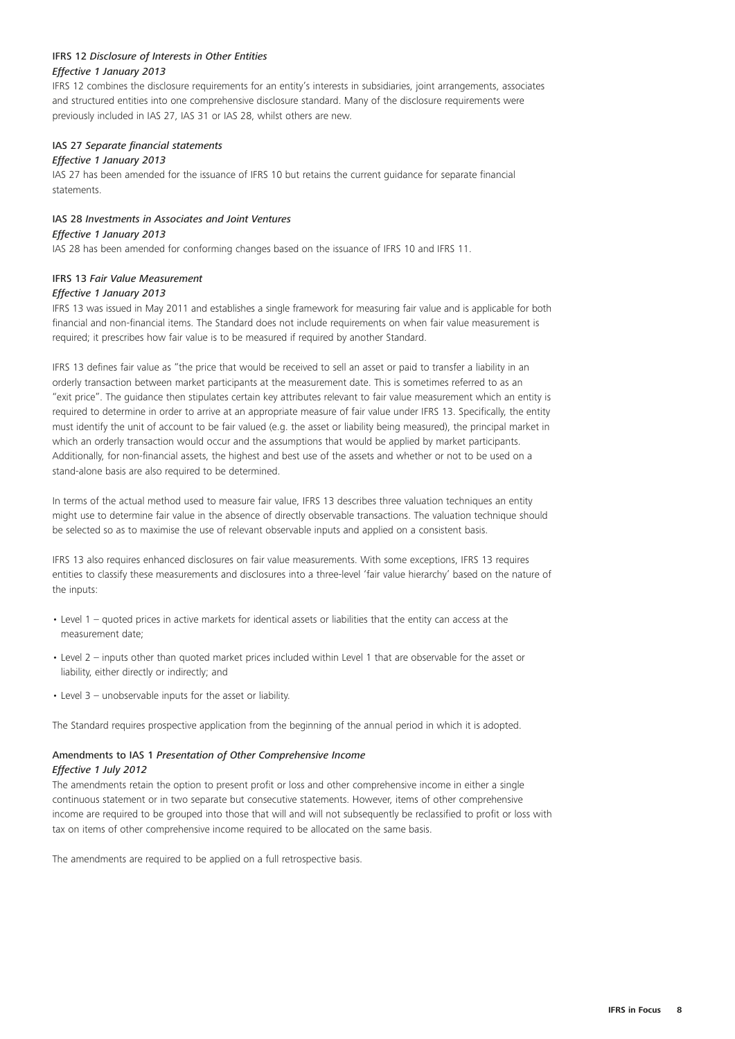### IFRS 12 *Disclosure of Interests in Other Entities*

*Effective 1 January 2013*

IFRS 12 combines the disclosure requirements for an entity's interests in subsidiaries, joint arrangements, associates and structured entities into one comprehensive disclosure standard. Many of the disclosure requirements were previously included in IAS 27, IAS 31 or IAS 28, whilst others are new.

### IAS 27 *Separate financial statements*

*Effective 1 January 2013*

IAS 27 has been amended for the issuance of IFRS 10 but retains the current guidance for separate financial statements.

### IAS 28 *Investments in Associates and Joint Ventures*

*Effective 1 January 2013*

IAS 28 has been amended for conforming changes based on the issuance of IFRS 10 and IFRS 11.

### IFRS 13 *Fair Value Measurement*

*Effective 1 January 2013*

IFRS 13 was issued in May 2011 and establishes a single framework for measuring fair value and is applicable for both financial and non-financial items. The Standard does not include requirements on when fair value measurement is required; it prescribes how fair value is to be measured if required by another Standard.

IFRS 13 defines fair value as "the price that would be received to sell an asset or paid to transfer a liability in an orderly transaction between market participants at the measurement date. This is sometimes referred to as an "exit price". The guidance then stipulates certain key attributes relevant to fair value measurement which an entity is required to determine in order to arrive at an appropriate measure of fair value under IFRS 13. Specifically, the entity must identify the unit of account to be fair valued (e.g. the asset or liability being measured), the principal market in which an orderly transaction would occur and the assumptions that would be applied by market participants. Additionally, for non-financial assets, the highest and best use of the assets and whether or not to be used on a stand-alone basis are also required to be determined.

In terms of the actual method used to measure fair value, IFRS 13 describes three valuation techniques an entity might use to determine fair value in the absence of directly observable transactions. The valuation technique should be selected so as to maximise the use of relevant observable inputs and applied on a consistent basis.

IFRS 13 also requires enhanced disclosures on fair value measurements. With some exceptions, IFRS 13 requires entities to classify these measurements and disclosures into a three-level 'fair value hierarchy' based on the nature of the inputs:

- Level 1 – quoted prices in active markets for identical assets or liabilities that the entity can access at the measurement date;
- Level 2 – inputs other than quoted market prices included within Level 1 that are observable for the asset or liability, either directly or indirectly; and
- Level 3 – unobservable inputs for the asset or liability.

The Standard requires prospective application from the beginning of the annual period in which it is adopted.

### Amendments to IAS 1 *Presentation of Other Comprehensive Income*

*Effective 1 July 2012*

The amendments retain the option to present profit or loss and other comprehensive income in either a single continuous statement or in two separate but consecutive statements. However, items of other comprehensive income are required to be grouped into those that will and will not subsequently be reclassified to profit or loss with tax on items of other comprehensive income required to be allocated on the same basis.

The amendments are required to be applied on a full retrospective basis.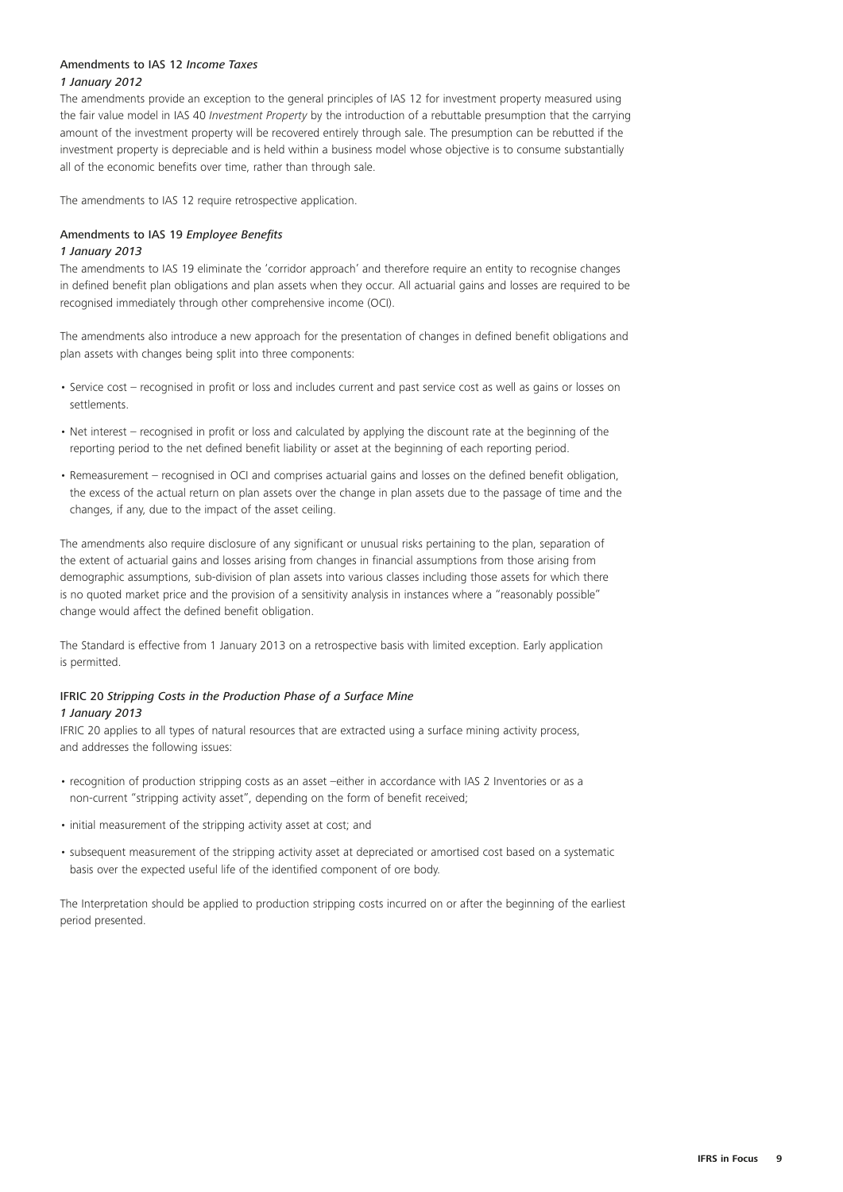### Amendments to IAS 12 *Income Taxes*

*1 January 2012*

The amendments provide an exception to the general principles of IAS 12 for investment property measured using the fair value model in IAS 40 *Investment Property* by the introduction of a rebuttable presumption that the carrying amount of the investment property will be recovered entirely through sale. The presumption can be rebutted if the investment property is depreciable and is held within a business model whose objective is to consume substantially all of the economic benefits over time, rather than through sale.

The amendments to IAS 12 require retrospective application.

### Amendments to IAS 19 *Employee Benefits*

*1 January 2013*

The amendments to IAS 19 eliminate the 'corridor approach' and therefore require an entity to recognise changes in defined benefit plan obligations and plan assets when they occur. All actuarial gains and losses are required to be recognised immediately through other comprehensive income (OCI).

The amendments also introduce a new approach for the presentation of changes in defined benefit obligations and plan assets with changes being split into three components:

- Service cost – recognised in profit or loss and includes current and past service cost as well as gains or losses on settlements.
- Net interest – recognised in profit or loss and calculated by applying the discount rate at the beginning of the reporting period to the net defined benefit liability or asset at the beginning of each reporting period.
- Remeasurement – recognised in OCI and comprises actuarial gains and losses on the defined benefit obligation, the excess of the actual return on plan assets over the change in plan assets due to the passage of time and the changes, if any, due to the impact of the asset ceiling.

The amendments also require disclosure of any significant or unusual risks pertaining to the plan, separation of the extent of actuarial gains and losses arising from changes in financial assumptions from those arising from demographic assumptions, sub-division of plan assets into various classes including those assets for which there is no quoted market price and the provision of a sensitivity analysis in instances where a "reasonably possible" change would affect the defined benefit obligation.

The Standard is effective from 1 January 2013 on a retrospective basis with limited exception. Early application is permitted.

### IFRIC 20 *Stripping Costs in the Production Phase of a Surface Mine*

*1 January 2013*

IFRIC 20 applies to all types of natural resources that are extracted using a surface mining activity process, and addresses the following issues:

- recognition of production stripping costs as an asset –either in accordance with IAS 2 Inventories or as a non-current "stripping activity asset", depending on the form of benefit received;
- initial measurement of the stripping activity asset at cost; and
- subsequent measurement of the stripping activity asset at depreciated or amortised cost based on a systematic basis over the expected useful life of the identified component of ore body.

The Interpretation should be applied to production stripping costs incurred on or after the beginning of the earliest period presented.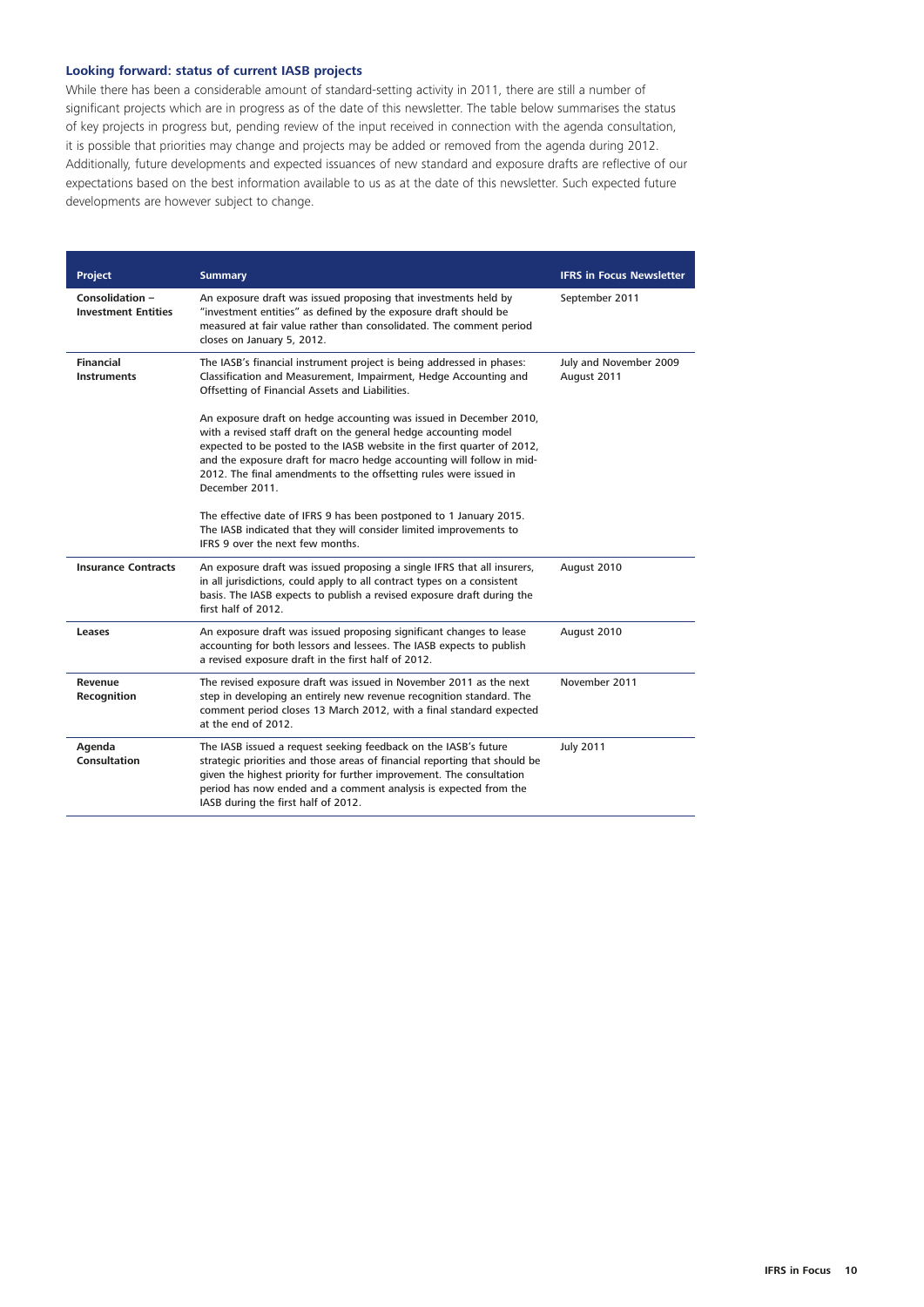### Looking forward: status of current IASB projects

While there has been a considerable amount of standard-setting activity in 2011, there are still a number of significant projects which are in progress as of the date of this newsletter. The table below summarises the status of key projects in progress but, pending review of the input received in connection with the agenda consultation, it is possible that priorities may change and projects may be added or removed from the agenda during 2012. Additionally, future developments and expected issuances of new standard and exposure drafts are reflective of our expectations based on the best information available to us as at the date of this newsletter. Such expected future developments are however subject to change.

| Project | Summary | IFRS in Focus Newsletter |
| --- | --- | --- |
| **Consolidation – Investment Entities** | An exposure draft was issued proposing that investments held by "investment entities" as defined by the exposure draft should be measured at fair value rather than consolidated. The comment period closes on January 5, 2012. | September 2011 |
| **Financial Instruments** | The IASB's financial instrument project is being addressed in phases: Classification and Measurement, Impairment, Hedge Accounting and Offsetting of Financial Assets and Liabilities.<br><br>An exposure draft on hedge accounting was issued in December 2010, with a revised staff draft on the general hedge accounting model expected to be posted to the IASB website in the first quarter of 2012, and the exposure draft for macro hedge accounting will follow in mid-2012. The final amendments to the offsetting rules were issued in December 2011.<br><br>The effective date of IFRS 9 has been postponed to 1 January 2015. The IASB indicated that they will consider limited improvements to IFRS 9 over the next few months. | July and November 2009<br>August 2011 |
| **Insurance Contracts** | An exposure draft was issued proposing a single IFRS that all insurers, in all jurisdictions, could apply to all contract types on a consistent basis. The IASB expects to publish a revised exposure draft during the first half of 2012. | August 2010 |
| **Leases** | An exposure draft was issued proposing significant changes to lease accounting for both lessors and lessees. The IASB expects to publish a revised exposure draft in the first half of 2012. | August 2010 |
| **Revenue Recognition** | The revised exposure draft was issued in November 2011 as the next step in developing an entirely new revenue recognition standard. The comment period closes 13 March 2012, with a final standard expected at the end of 2012. | November 2011 |
| **Agenda Consultation** | The IASB issued a request seeking feedback on the IASB's future strategic priorities and those areas of financial reporting that should be given the highest priority for further improvement. The consultation period has now ended and a comment analysis is expected from the IASB during the first half of 2012. | July 2011 |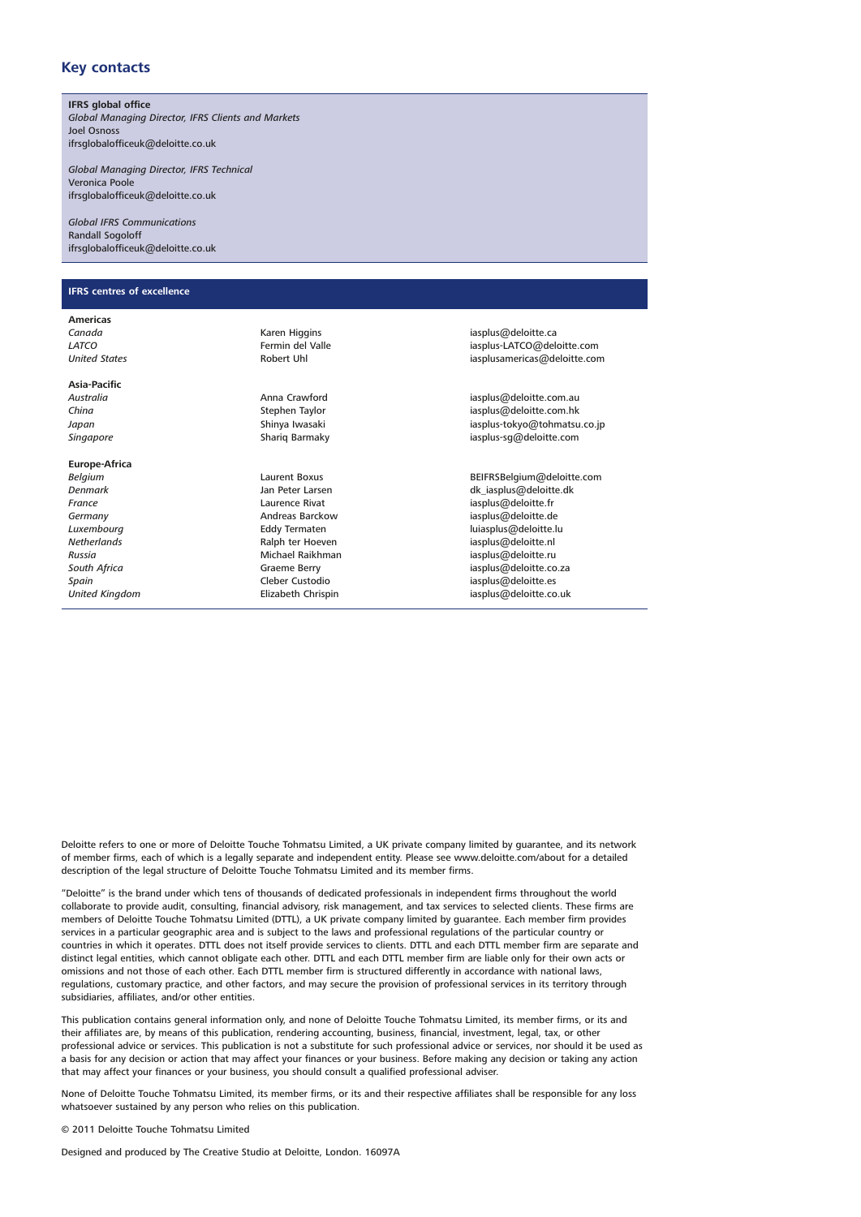## Key contacts

**IFRS global office**
*Global Managing Director, IFRS Clients and Markets*
Joel Osnoss
ifrsglobalofficeuk@deloitte.co.uk

*Global Managing Director, IFRS Technical*
Veronica Poole
ifrsglobalofficeuk@deloitte.co.uk

*Global IFRS Communications*
Randall Sogoloff
ifrsglobalofficeuk@deloitte.co.uk

**IFRS centres of excellence**

| | | |
|---|---|---|
| **Americas** | | |
| *Canada* | Karen Higgins | iasplus@deloitte.ca |
| *LATCO* | Fermin del Valle | iasplus-LATCO@deloitte.com |
| *United States* | Robert Uhl | iasplusamericas@deloitte.com |
| **Asia-Pacific** | | |
| *Australia* | Anna Crawford | iasplus@deloitte.com.au |
| *China* | Stephen Taylor | iasplus@deloitte.com.hk |
| *Japan* | Shinya Iwasaki | iasplus-tokyo@tohmatsu.co.jp |
| *Singapore* | Shariq Barmaky | iasplus-sg@deloitte.com |
| **Europe-Africa** | | |
| *Belgium* | Laurent Boxus | BEIFRSBelgium@deloitte.com |
| *Denmark* | Jan Peter Larsen | dk_iasplus@deloitte.dk |
| *France* | Laurence Rivat | iasplus@deloitte.fr |
| *Germany* | Andreas Barckow | iasplus@deloitte.de |
| *Luxembourg* | Eddy Termaten | luiasplus@deloitte.lu |
| *Netherlands* | Ralph ter Hoeven | iasplus@deloitte.nl |
| *Russia* | Michael Raikhman | iasplus@deloitte.ru |
| *South Africa* | Graeme Berry | iasplus@deloitte.co.za |
| *Spain* | Cleber Custodio | iasplus@deloitte.es |
| *United Kingdom* | Elizabeth Chrispin | iasplus@deloitte.co.uk |

Deloitte refers to one or more of Deloitte Touche Tohmatsu Limited, a UK private company limited by guarantee, and its network of member firms, each of which is a legally separate and independent entity. Please see www.deloitte.com/about for a detailed description of the legal structure of Deloitte Touche Tohmatsu Limited and its member firms.

"Deloitte" is the brand under which tens of thousands of dedicated professionals in independent firms throughout the world collaborate to provide audit, consulting, financial advisory, risk management, and tax services to selected clients. These firms are members of Deloitte Touche Tohmatsu Limited (DTTL), a UK private company limited by guarantee. Each member firm provides services in a particular geographic area and is subject to the laws and professional regulations of the particular country or countries in which it operates. DTTL does not itself provide services to clients. DTTL and each DTTL member firm are separate and distinct legal entities, which cannot obligate each other. DTTL and each DTTL member firm are liable only for their own acts or omissions and not those of each other. Each DTTL member firm is structured differently in accordance with national laws, regulations, customary practice, and other factors, and may secure the provision of professional services in its territory through subsidiaries, affiliates, and/or other entities.

This publication contains general information only, and none of Deloitte Touche Tohmatsu Limited, its member firms, or its and their affiliates are, by means of this publication, rendering accounting, business, financial, investment, legal, tax, or other professional advice or services. This publication is not a substitute for such professional advice or services, nor should it be used as a basis for any decision or action that may affect your finances or your business. Before making any decision or taking any action that may affect your finances or your business, you should consult a qualified professional adviser.

None of Deloitte Touche Tohmatsu Limited, its member firms, or its and their respective affiliates shall be responsible for any loss whatsoever sustained by any person who relies on this publication.

© 2011 Deloitte Touche Tohmatsu Limited

Designed and produced by The Creative Studio at Deloitte, London. 16097A